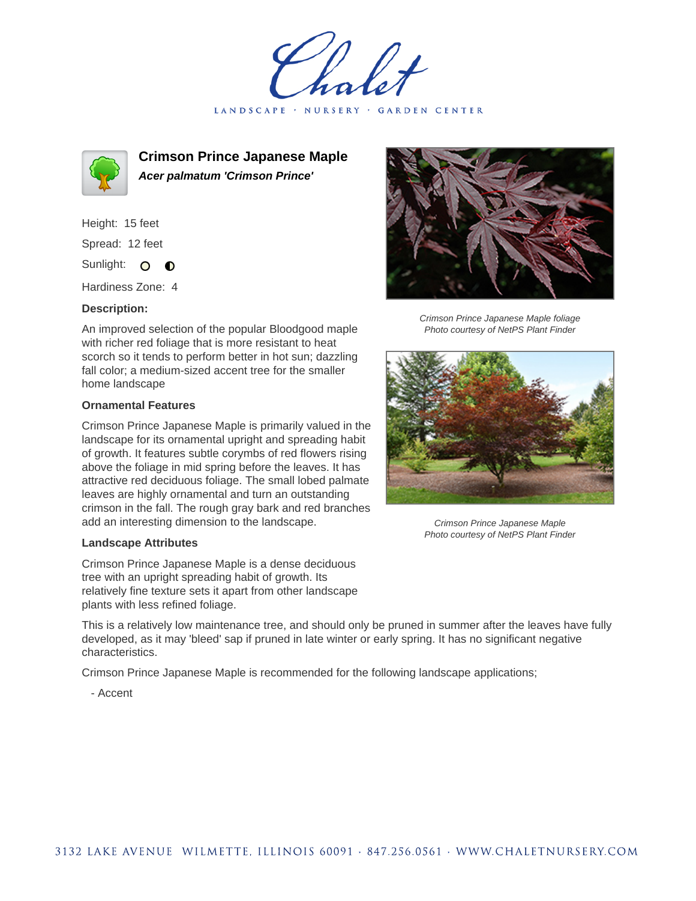Chalet

LANDSCAPE · NURSERY · GARDEN CENTER

# Crimson Prince Japanese Maple

***Acer palmatum 'Crimson Prince'***

Height: 15 feet

Spread: 12 feet

Sunlight:

Hardiness Zone: 4

**Description:**

An improved selection of the popular Bloodgood maple with richer red foliage that is more resistant to heat scorch so it tends to perform better in hot sun; dazzling fall color; a medium-sized accent tree for the smaller home landscape

### Ornamental Features

Crimson Prince Japanese Maple is primarily valued in the landscape for its ornamental upright and spreading habit of growth. It features subtle corymbs of red flowers rising above the foliage in mid spring before the leaves. It has attractive red deciduous foliage. The small lobed palmate leaves are highly ornamental and turn an outstanding crimson in the fall. The rough gray bark and red branches add an interesting dimension to the landscape.

### Landscape Attributes

Crimson Prince Japanese Maple is a dense deciduous tree with an upright spreading habit of growth. Its relatively fine texture sets it apart from other landscape plants with less refined foliage.

This is a relatively low maintenance tree, and should only be pruned in summer after the leaves have fully developed, as it may 'bleed' sap if pruned in late winter or early spring. It has no significant negative characteristics.

Crimson Prince Japanese Maple is recommended for the following landscape applications;

- Accent

*Crimson Prince Japanese Maple foliage*
*Photo courtesy of NetPS Plant Finder*

*Crimson Prince Japanese Maple*
*Photo courtesy of NetPS Plant Finder*

3132 LAKE AVENUE WILMETTE, ILLINOIS 60091 · 847.256.0561 · WWW.CHALETNURSERY.COM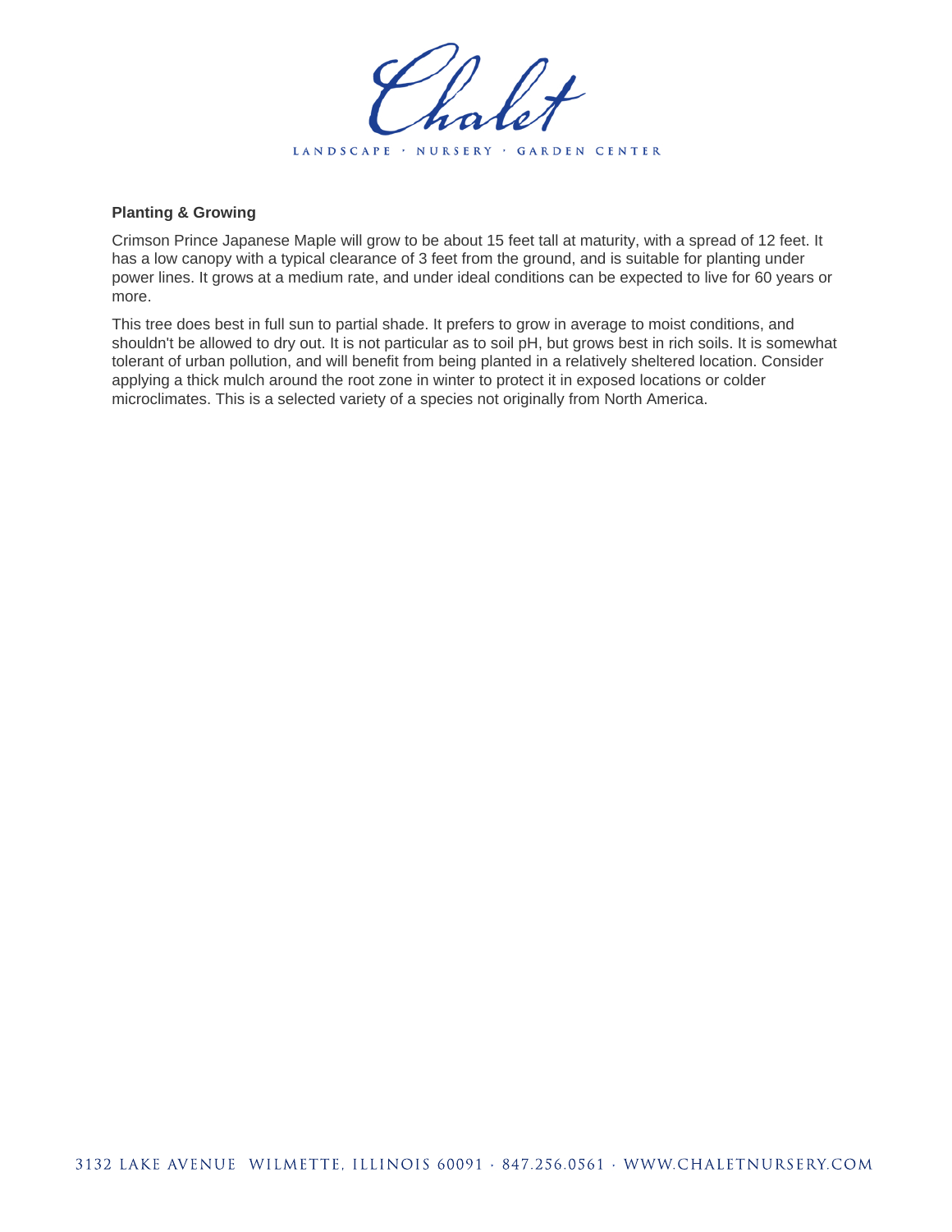### Planting & Growing

Crimson Prince Japanese Maple will grow to be about 15 feet tall at maturity, with a spread of 12 feet. It has a low canopy with a typical clearance of 3 feet from the ground, and is suitable for planting under power lines. It grows at a medium rate, and under ideal conditions can be expected to live for 60 years or more.

This tree does best in full sun to partial shade. It prefers to grow in average to moist conditions, and shouldn't be allowed to dry out. It is not particular as to soil pH, but grows best in rich soils. It is somewhat tolerant of urban pollution, and will benefit from being planted in a relatively sheltered location. Consider applying a thick mulch around the root zone in winter to protect it in exposed locations or colder microclimates. This is a selected variety of a species not originally from North America.